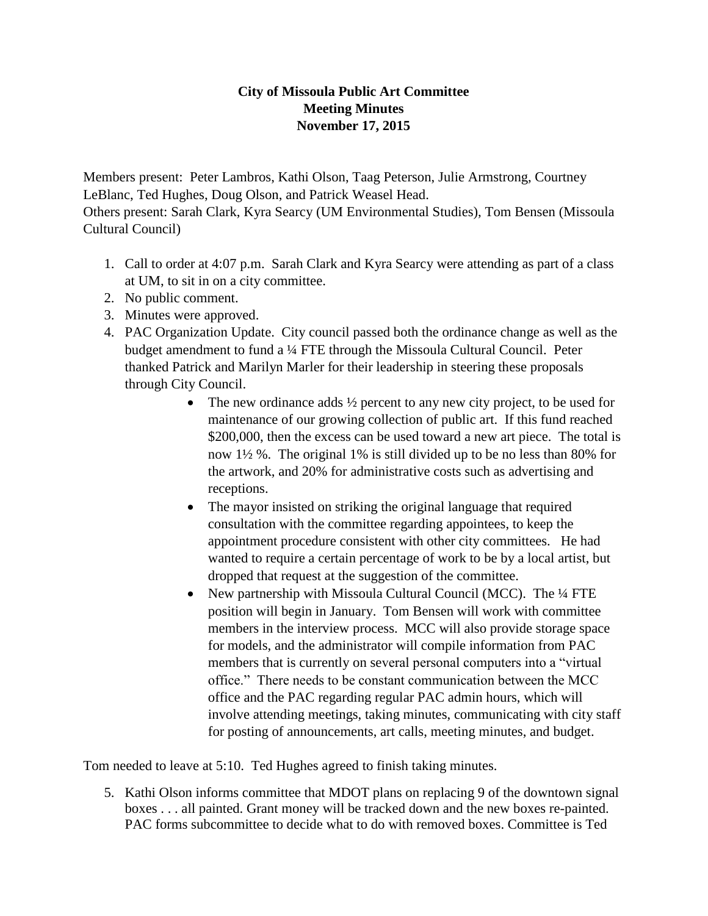**City of Missoula Public Art Committee**
**Meeting Minutes**
**November 17, 2015**

Members present: Peter Lambros, Kathi Olson, Taag Peterson, Julie Armstrong, Courtney LeBlanc, Ted Hughes, Doug Olson, and Patrick Weasel Head.
Others present: Sarah Clark, Kyra Searcy (UM Environmental Studies), Tom Bensen (Missoula Cultural Council)

1. Call to order at 4:07 p.m. Sarah Clark and Kyra Searcy were attending as part of a class at UM, to sit in on a city committee.
2. No public comment.
3. Minutes were approved.
4. PAC Organization Update. City council passed both the ordinance change as well as the budget amendment to fund a ¼ FTE through the Missoula Cultural Council. Peter thanked Patrick and Marilyn Marler for their leadership in steering these proposals through City Council.
    - The new ordinance adds ½ percent to any new city project, to be used for maintenance of our growing collection of public art. If this fund reached $200,000, then the excess can be used toward a new art piece. The total is now 1½ %. The original 1% is still divided up to be no less than 80% for the artwork, and 20% for administrative costs such as advertising and receptions.
    - The mayor insisted on striking the original language that required consultation with the committee regarding appointees, to keep the appointment procedure consistent with other city committees. He had wanted to require a certain percentage of work to be by a local artist, but dropped that request at the suggestion of the committee.
    - New partnership with Missoula Cultural Council (MCC). The ¼ FTE position will begin in January. Tom Bensen will work with committee members in the interview process. MCC will also provide storage space for models, and the administrator will compile information from PAC members that is currently on several personal computers into a "virtual office." There needs to be constant communication between the MCC office and the PAC regarding regular PAC admin hours, which will involve attending meetings, taking minutes, communicating with city staff for posting of announcements, art calls, meeting minutes, and budget.

Tom needed to leave at 5:10. Ted Hughes agreed to finish taking minutes.

5. Kathi Olson informs committee that MDOT plans on replacing 9 of the downtown signal boxes . . . all painted. Grant money will be tracked down and the new boxes re-painted. PAC forms subcommittee to decide what to do with removed boxes. Committee is Ted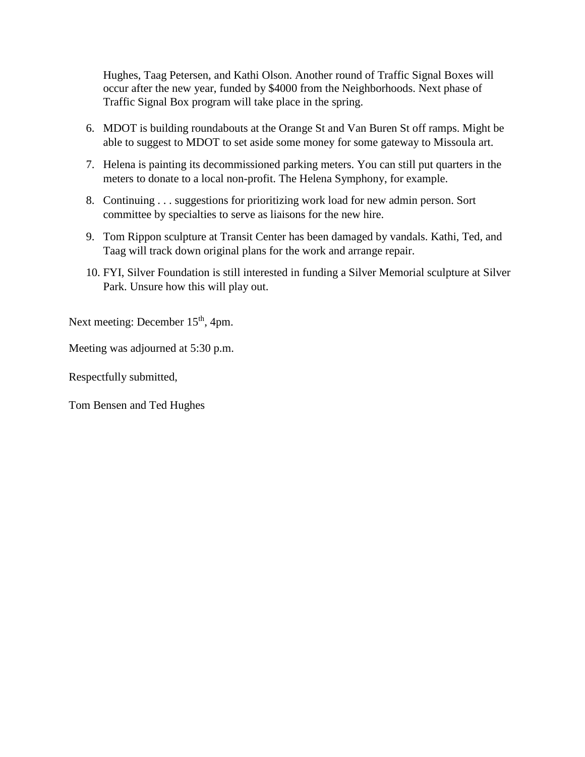Hughes, Taag Petersen, and Kathi Olson. Another round of Traffic Signal Boxes will occur after the new year, funded by $4000 from the Neighborhoods. Next phase of Traffic Signal Box program will take place in the spring.

6. MDOT is building roundabouts at the Orange St and Van Buren St off ramps. Might be able to suggest to MDOT to set aside some money for some gateway to Missoula art.
7. Helena is painting its decommissioned parking meters. You can still put quarters in the meters to donate to a local non-profit. The Helena Symphony, for example.
8. Continuing . . . suggestions for prioritizing work load for new admin person. Sort committee by specialties to serve as liaisons for the new hire.
9. Tom Rippon sculpture at Transit Center has been damaged by vandals. Kathi, Ted, and Taag will track down original plans for the work and arrange repair.
10. FYI, Silver Foundation is still interested in funding a Silver Memorial sculpture at Silver Park. Unsure how this will play out.

Next meeting: December 15th, 4pm.

Meeting was adjourned at 5:30 p.m.

Respectfully submitted,

Tom Bensen and Ted Hughes